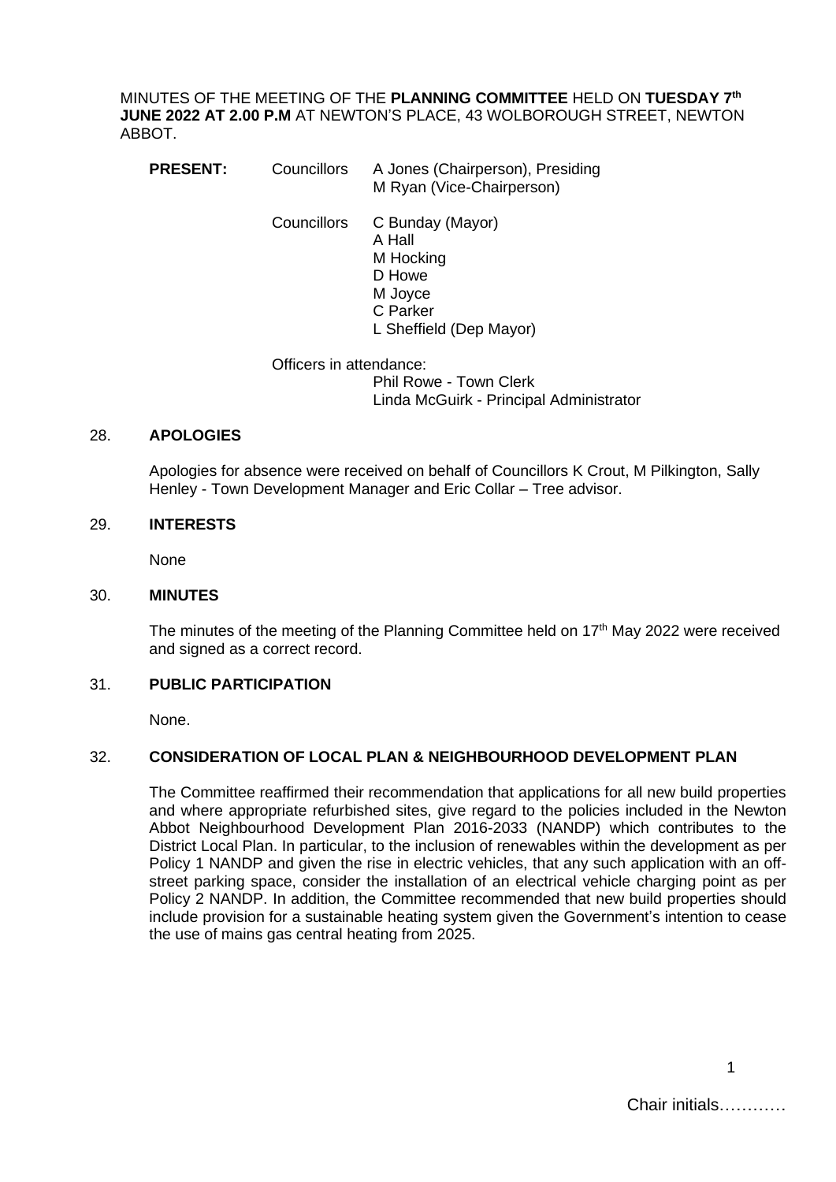MINUTES OF THE MEETING OF THE **PLANNING COMMITTEE** HELD ON **TUESDAY 7th JUNE 2022 AT 2.00 P.M** AT NEWTON'S PLACE, 43 WOLBOROUGH STREET, NEWTON ABBOT.

**PRESENT:** Councillors A Jones (Chairperson), Presiding
M Ryan (Vice-Chairperson)

Councillors C Bunday (Mayor)
A Hall
M Hocking
D Howe
M Joyce
C Parker
L Sheffield (Dep Mayor)

Officers in attendance:
Phil Rowe - Town Clerk
Linda McGuirk - Principal Administrator

## 28. APOLOGIES

Apologies for absence were received on behalf of Councillors K Crout, M Pilkington, Sally Henley - Town Development Manager and Eric Collar – Tree advisor.

## 29. INTERESTS

None

## 30. MINUTES

The minutes of the meeting of the Planning Committee held on 17th May 2022 were received and signed as a correct record.

## 31. PUBLIC PARTICIPATION

None.

## 32. CONSIDERATION OF LOCAL PLAN & NEIGHBOURHOOD DEVELOPMENT PLAN

The Committee reaffirmed their recommendation that applications for all new build properties and where appropriate refurbished sites, give regard to the policies included in the Newton Abbot Neighbourhood Development Plan 2016-2033 (NANDP) which contributes to the District Local Plan. In particular, to the inclusion of renewables within the development as per Policy 1 NANDP and given the rise in electric vehicles, that any such application with an off-street parking space, consider the installation of an electrical vehicle charging point as per Policy 2 NANDP. In addition, the Committee recommended that new build properties should include provision for a sustainable heating system given the Government's intention to cease the use of mains gas central heating from 2025.

Chair initials…………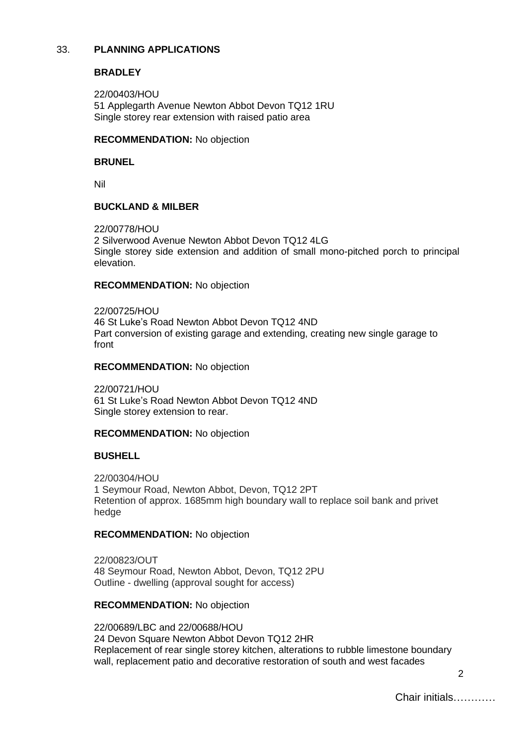## 33. PLANNING APPLICATIONS

### BRADLEY

22/00403/HOU
51 Applegarth Avenue Newton Abbot Devon TQ12 1RU
Single storey rear extension with raised patio area

**RECOMMENDATION:** No objection

### BRUNEL

Nil

### BUCKLAND & MILBER

22/00778/HOU
2 Silverwood Avenue Newton Abbot Devon TQ12 4LG
Single storey side extension and addition of small mono-pitched porch to principal elevation.

**RECOMMENDATION:** No objection

22/00725/HOU
46 St Luke's Road Newton Abbot Devon TQ12 4ND
Part conversion of existing garage and extending, creating new single garage to front

**RECOMMENDATION:** No objection

22/00721/HOU
61 St Luke's Road Newton Abbot Devon TQ12 4ND
Single storey extension to rear.

**RECOMMENDATION:** No objection

### BUSHELL

22/00304/HOU
1 Seymour Road, Newton Abbot, Devon, TQ12 2PT
Retention of approx. 1685mm high boundary wall to replace soil bank and privet hedge

**RECOMMENDATION:** No objection

22/00823/OUT
48 Seymour Road, Newton Abbot, Devon, TQ12 2PU
Outline - dwelling (approval sought for access)

**RECOMMENDATION:** No objection

22/00689/LBC and 22/00688/HOU
24 Devon Square Newton Abbot Devon TQ12 2HR
Replacement of rear single storey kitchen, alterations to rubble limestone boundary wall, replacement patio and decorative restoration of south and west facades

Chair initials…………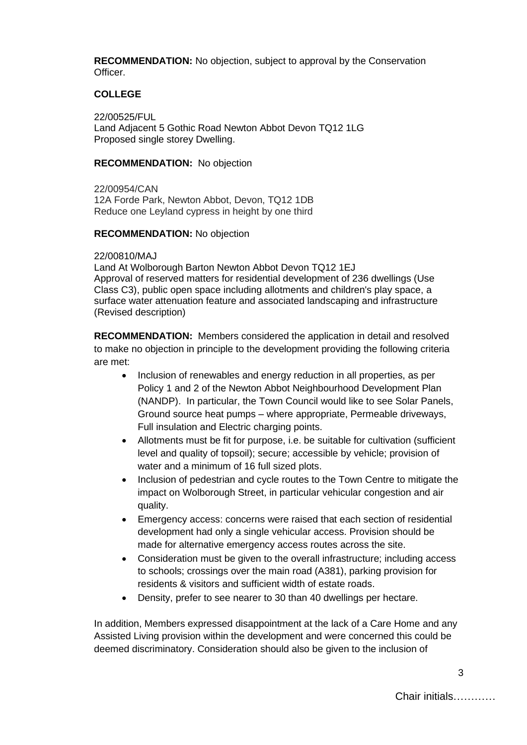**RECOMMENDATION:** No objection, subject to approval by the Conservation Officer.

**COLLEGE**

22/00525/FUL
Land Adjacent 5 Gothic Road Newton Abbot Devon TQ12 1LG
Proposed single storey Dwelling.

**RECOMMENDATION:** No objection

22/00954/CAN
12A Forde Park, Newton Abbot, Devon, TQ12 1DB
Reduce one Leyland cypress in height by one third

**RECOMMENDATION:** No objection

22/00810/MAJ
Land At Wolborough Barton Newton Abbot Devon TQ12 1EJ
Approval of reserved matters for residential development of 236 dwellings (Use Class C3), public open space including allotments and children's play space, a surface water attenuation feature and associated landscaping and infrastructure (Revised description)

**RECOMMENDATION:** Members considered the application in detail and resolved to make no objection in principle to the development providing the following criteria are met:

- Inclusion of renewables and energy reduction in all properties, as per Policy 1 and 2 of the Newton Abbot Neighbourhood Development Plan (NANDP). In particular, the Town Council would like to see Solar Panels, Ground source heat pumps – where appropriate, Permeable driveways, Full insulation and Electric charging points.
- Allotments must be fit for purpose, i.e. be suitable for cultivation (sufficient level and quality of topsoil); secure; accessible by vehicle; provision of water and a minimum of 16 full sized plots.
- Inclusion of pedestrian and cycle routes to the Town Centre to mitigate the impact on Wolborough Street, in particular vehicular congestion and air quality.
- Emergency access: concerns were raised that each section of residential development had only a single vehicular access. Provision should be made for alternative emergency access routes across the site.
- Consideration must be given to the overall infrastructure; including access to schools; crossings over the main road (A381), parking provision for residents & visitors and sufficient width of estate roads.
- Density, prefer to see nearer to 30 than 40 dwellings per hectare.

In addition, Members expressed disappointment at the lack of a Care Home and any Assisted Living provision within the development and were concerned this could be deemed discriminatory. Consideration should also be given to the inclusion of

Chair initials…………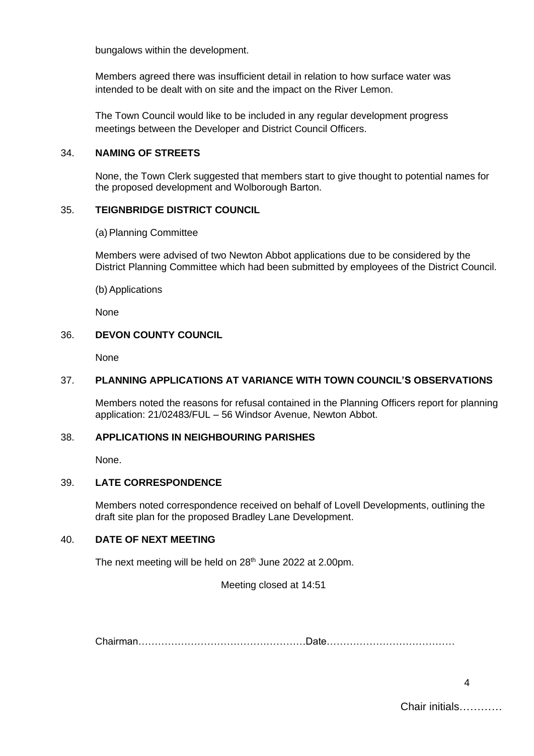bungalows within the development.

Members agreed there was insufficient detail in relation to how surface water was intended to be dealt with on site and the impact on the River Lemon.

The Town Council would like to be included in any regular development progress meetings between the Developer and District Council Officers.

### 34. **NAMING OF STREETS**

None, the Town Clerk suggested that members start to give thought to potential names for the proposed development and Wolborough Barton.

### 35. **TEIGNBRIDGE DISTRICT COUNCIL**

(a) Planning Committee

Members were advised of two Newton Abbot applications due to be considered by the District Planning Committee which had been submitted by employees of the District Council.

(b) Applications

None

### 36. **DEVON COUNTY COUNCIL**

None

### 37. **PLANNING APPLICATIONS AT VARIANCE WITH TOWN COUNCIL'S OBSERVATIONS**

Members noted the reasons for refusal contained in the Planning Officers report for planning application: 21/02483/FUL – 56 Windsor Avenue, Newton Abbot.

### 38. **APPLICATIONS IN NEIGHBOURING PARISHES**

None.

### 39. **LATE CORRESPONDENCE**

Members noted correspondence received on behalf of Lovell Developments, outlining the draft site plan for the proposed Bradley Lane Development.

### 40. **DATE OF NEXT MEETING**

The next meeting will be held on 28th June 2022 at 2.00pm.

Meeting closed at 14:51

Chairman……………………………………………Date…………………………………

Chair initials…………